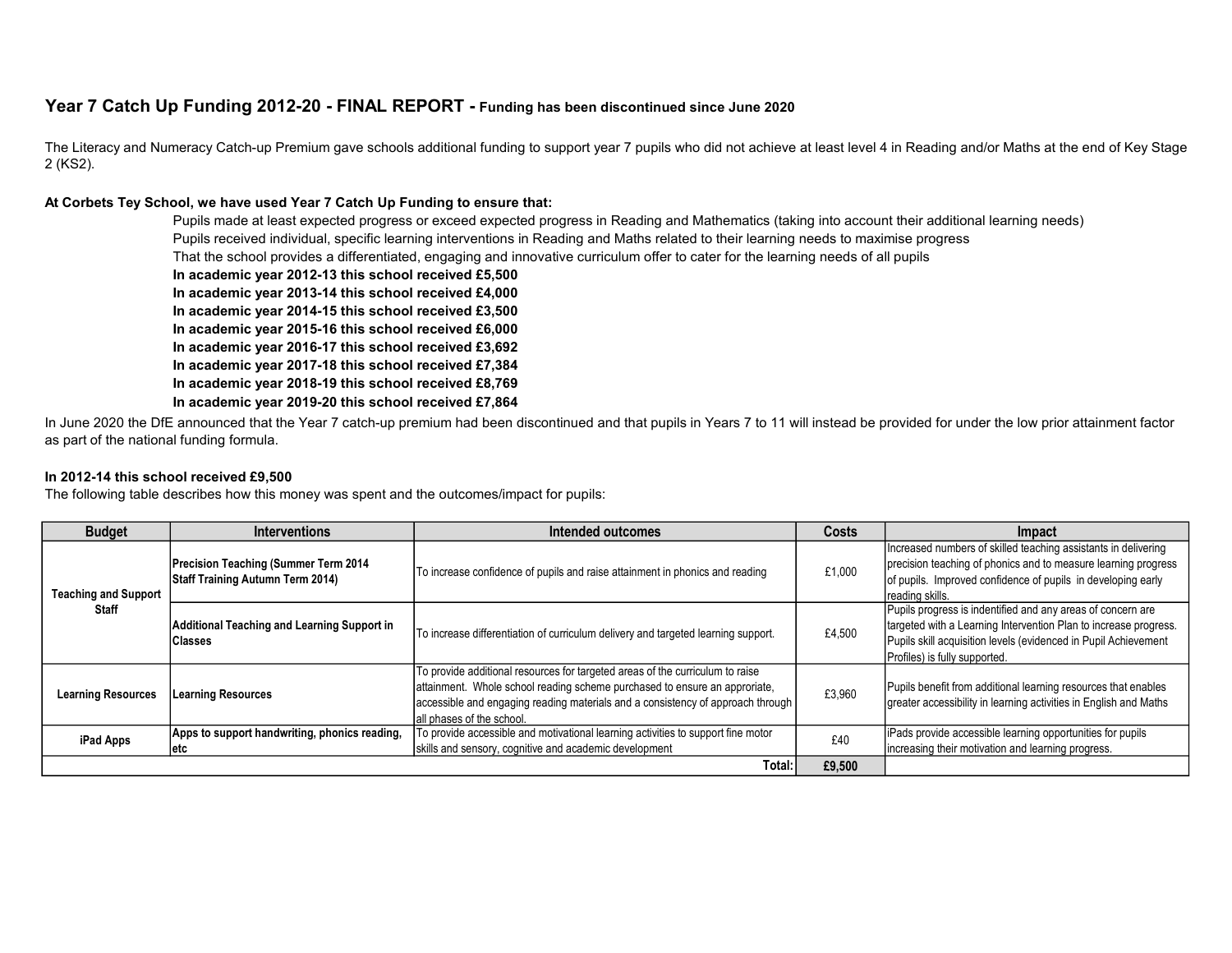## Year 7 Catch Up Funding 2012-20 - FINAL REPORT - Funding has been discontinued since June 2020

The Literacy and Numeracy Catch-up Premium gave schools additional funding to support year 7 pupils who did not achieve at least level 4 in Reading and/or Maths at the end of Key Stage 2 (KS2).

**At Corbets Tey School, we have used Year 7 Catch Up Funding to ensure that:**

Pupils made at least expected progress or exceed expected progress in Reading and Mathematics (taking into account their additional learning needs)
Pupils received individual, specific learning interventions in Reading and Maths related to their learning needs to maximise progress
That the school provides a differentiated, engaging and innovative curriculum offer to cater for the learning needs of all pupils
**In academic year 2012-13 this school received £5,500**
**In academic year 2013-14 this school received £4,000**
**In academic year 2014-15 this school received £3,500**
**In academic year 2015-16 this school received £6,000**
**In academic year 2016-17 this school received £3,692**
**In academic year 2017-18 this school received £7,384**
**In academic year 2018-19 this school received £8,769**
**In academic year 2019-20 this school received £7,864**

In June 2020 the DfE announced that the Year 7 catch-up premium had been discontinued and that pupils in Years 7 to 11 will instead be provided for under the low prior attainment factor as part of the national funding formula.

**In 2012-14 this school received £9,500**

The following table describes how this money was spent and the outcomes/impact for pupils:

| Budget | Interventions | Intended outcomes | Costs | Impact |
|---|---|---|---|---|
| **Teaching and Support Staff** | **Precision Teaching (Summer Term 2014 Staff Training Autumn Term 2014)** | To increase confidence of pupils and raise attainment in phonics and reading | £1,000 | Increased numbers of skilled teaching assistants in delivering precision teaching of phonics and to measure learning progress of pupils. Improved confidence of pupils in developing early reading skills. |
| | **Additional Teaching and Learning Support in Classes** | To increase differentiation of curriculum delivery and targeted learning support. | £4,500 | Pupils progress is indentified and any areas of concern are targeted with a Learning Intervention Plan to increase progress. Pupils skill acquisition levels (evidenced in Pupil Achievement Profiles) is fully supported. |
| **Learning Resources** | **Learning Resources** | To provide additional resources for targeted areas of the curriculum to raise attainment. Whole school reading scheme purchased to ensure an approriate, accessible and engaging reading materials and a consistency of approach through all phases of the school. | £3,960 | Pupils benefit from additional learning resources that enables greater accessibility in learning activities in English and Maths |
| **iPad Apps** | **Apps to support handwriting, phonics reading, etc** | To provide accessible and motivational learning activities to support fine motor skills and sensory, cognitive and academic development | £40 | iPads provide accessible learning opportunities for pupils increasing their motivation and learning progress. |
| | | **Total:** | **£9,500** | |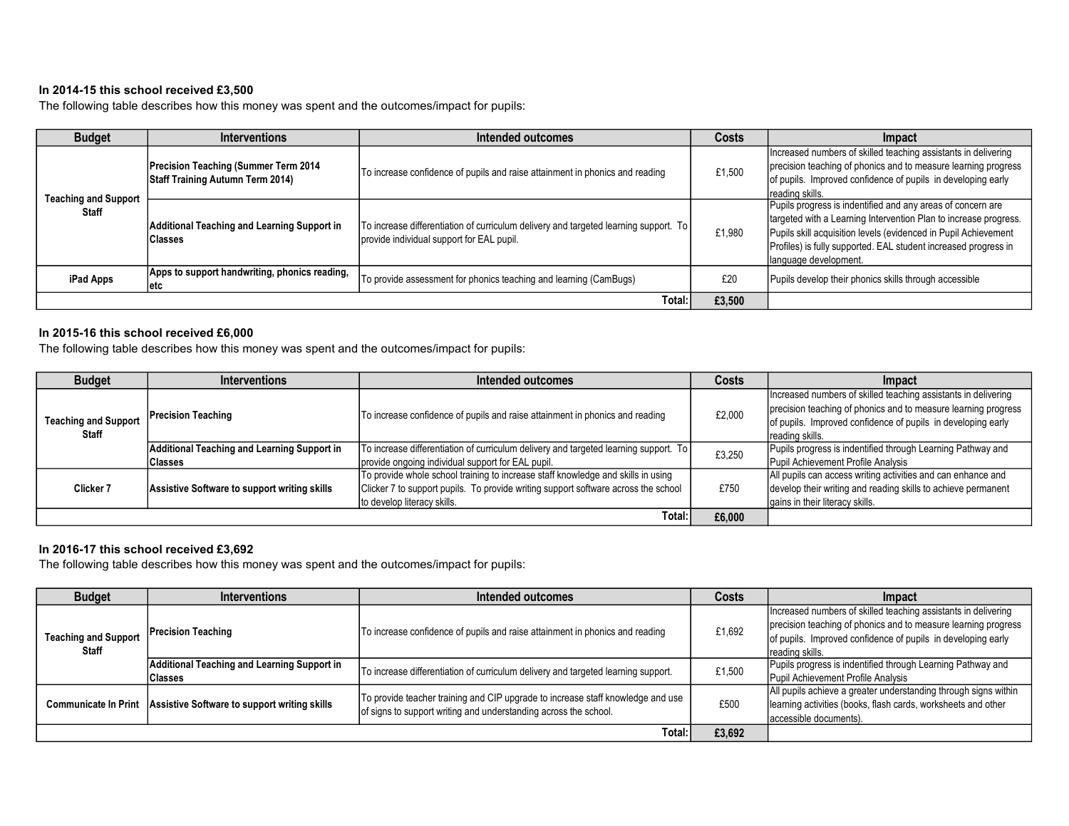**In 2014-15 this school received £3,500**

The following table describes how this money was spent and the outcomes/impact for pupils:

| Budget | Interventions | Intended outcomes | Costs | Impact |
|---|---|---|---|---|
| Teaching and Support Staff | **Precision Teaching (Summer Term 2014 Staff Training Autumn Term 2014)** | To increase confidence of pupils and raise attainment in phonics and reading | £1,500 | Increased numbers of skilled teaching assistants in delivering precision teaching of phonics and to measure learning progress of pupils. Improved confidence of pupils in developing early reading skills. |
| | **Additional Teaching and Learning Support in Classes** | To increase differentiation of curriculum delivery and targeted learning support. To provide individual support for EAL pupil. | £1,980 | Pupils progress is indentified and any areas of concern are targeted with a Learning Intervention Plan to increase progress. Pupils skill acquisition levels (evidenced in Pupil Achievement Profiles) is fully supported. EAL student increased progress in language development. |
| **iPad Apps** | **Apps to support handwriting, phonics reading, etc** | To provide assessment for phonics teaching and learning (CamBugs) | £20 | Pupils develop their phonics skills through accessible |
| | | **Total:** | **£3,500** | |

**In 2015-16 this school received £6,000**

The following table describes how this money was spent and the outcomes/impact for pupils:

| Budget | Interventions | Intended outcomes | Costs | Impact |
|---|---|---|---|---|
| Teaching and Support Staff | **Precision Teaching** | To increase confidence of pupils and raise attainment in phonics and reading | £2,000 | Increased numbers of skilled teaching assistants in delivering precision teaching of phonics and to measure learning progress of pupils. Improved confidence of pupils in developing early reading skills. |
| | **Additional Teaching and Learning Support in Classes** | To increase differentiation of curriculum delivery and targeted learning support. To provide ongoing individual support for EAL pupil. | £3,250 | Pupils progress is indentified through Learning Pathway and Pupil Achievement Profile Analysis |
| **Clicker 7** | **Assistive Software to support writing skills** | To provide whole school training to increase staff knowledge and skills in using Clicker 7 to support pupils. To provide writing support software across the school to develop literacy skills. | £750 | All pupils can access writing activities and can enhance and develop their writing and reading skills to achieve permanent gains in their literacy skills. |
| | | **Total:** | **£6,000** | |

**In 2016-17 this school received £3,692**

The following table describes how this money was spent and the outcomes/impact for pupils:

| Budget | Interventions | Intended outcomes | Costs | Impact |
|---|---|---|---|---|
| Teaching and Support Staff | **Precision Teaching** | To increase confidence of pupils and raise attainment in phonics and reading | £1,692 | Increased numbers of skilled teaching assistants in delivering precision teaching of phonics and to measure learning progress of pupils. Improved confidence of pupils in developing early reading skills. |
| | **Additional Teaching and Learning Support in Classes** | To increase differentiation of curriculum delivery and targeted learning support. | £1,500 | Pupils progress is indentified through Learning Pathway and Pupil Achievement Profile Analysis |
| **Communicate In Print** | **Assistive Software to support writing skills** | To provide teacher training and CIP upgrade to increase staff knowledge and use of signs to support writing and understanding across the school. | £500 | All pupils achieve a greater understanding through signs within learning activities (books, flash cards, worksheets and other accessible documents). |
| | | **Total:** | **£3,692** | |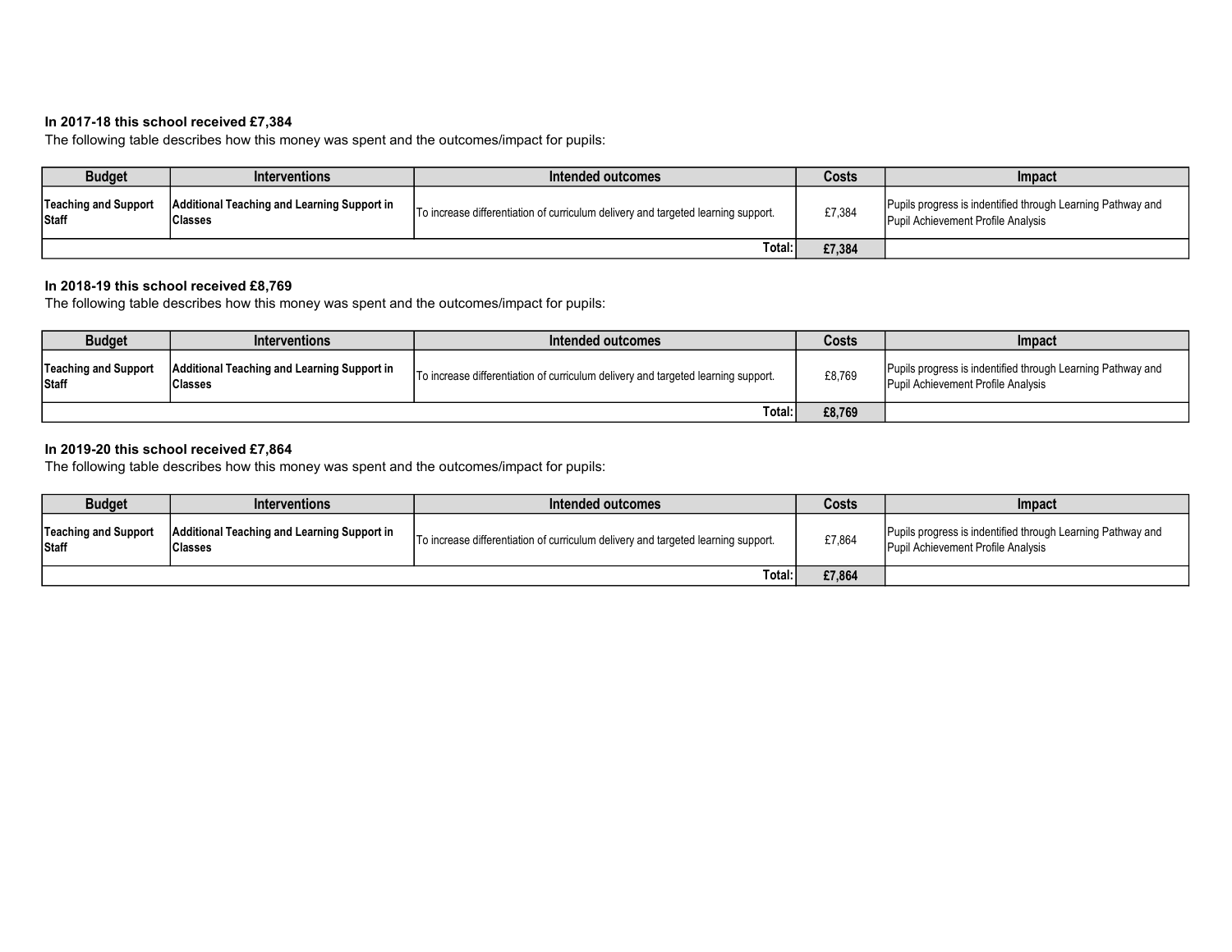**In 2017-18 this school received £7,384**

The following table describes how this money was spent and the outcomes/impact for pupils:

| Budget | Interventions | Intended outcomes | Costs | Impact |
|---|---|---|---|---|
| **Teaching and Support Staff** | **Additional Teaching and Learning Support in Classes** | To increase differentiation of curriculum delivery and targeted learning support. | £7,384 | Pupils progress is indentified through Learning Pathway and Pupil Achievement Profile Analysis |
| | | **Total:** | **£7,384** | |

**In 2018-19 this school received £8,769**

The following table describes how this money was spent and the outcomes/impact for pupils:

| Budget | Interventions | Intended outcomes | Costs | Impact |
|---|---|---|---|---|
| **Teaching and Support Staff** | **Additional Teaching and Learning Support in Classes** | To increase differentiation of curriculum delivery and targeted learning support. | £8,769 | Pupils progress is indentified through Learning Pathway and Pupil Achievement Profile Analysis |
| | | **Total:** | **£8,769** | |

**In 2019-20 this school received £7,864**

The following table describes how this money was spent and the outcomes/impact for pupils:

| Budget | Interventions | Intended outcomes | Costs | Impact |
|---|---|---|---|---|
| **Teaching and Support Staff** | **Additional Teaching and Learning Support in Classes** | To increase differentiation of curriculum delivery and targeted learning support. | £7,864 | Pupils progress is indentified through Learning Pathway and Pupil Achievement Profile Analysis |
| | | **Total:** | **£7,864** | |